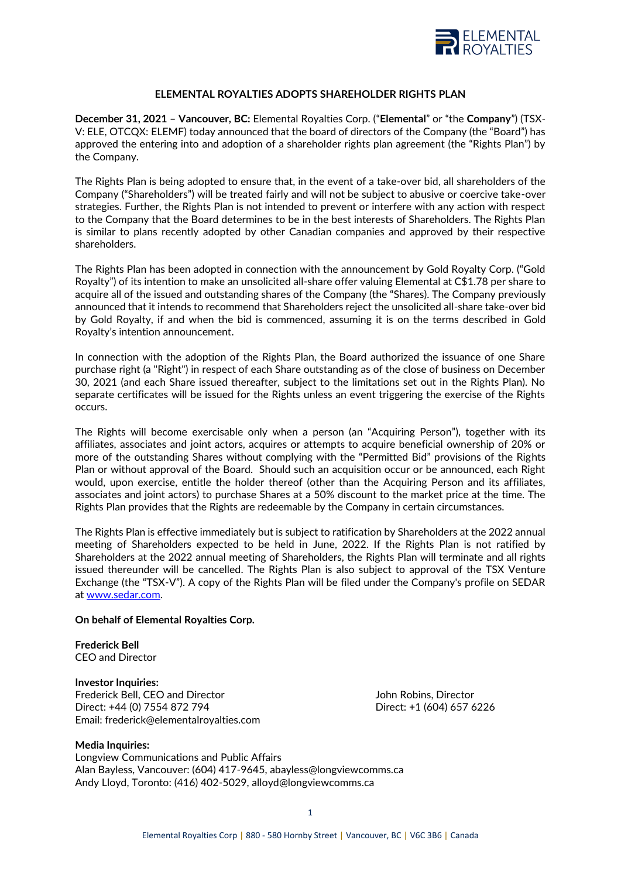# ELEMENTAL ROYALTIES ADOPTS SHAREHOLDER RIGHTS PLAN

**December 31, 2021 – Vancouver, BC:** Elemental Royalties Corp. ("**Elemental**" or "the **Company**") (TSX-V: ELE, OTCQX: ELEMF) today announced that the board of directors of the Company (the "Board") has approved the entering into and adoption of a shareholder rights plan agreement (the "Rights Plan") by the Company.

The Rights Plan is being adopted to ensure that, in the event of a take-over bid, all shareholders of the Company ("Shareholders") will be treated fairly and will not be subject to abusive or coercive take-over strategies. Further, the Rights Plan is not intended to prevent or interfere with any action with respect to the Company that the Board determines to be in the best interests of Shareholders. The Rights Plan is similar to plans recently adopted by other Canadian companies and approved by their respective shareholders.

The Rights Plan has been adopted in connection with the announcement by Gold Royalty Corp. ("Gold Royalty") of its intention to make an unsolicited all-share offer valuing Elemental at C$1.78 per share to acquire all of the issued and outstanding shares of the Company (the "Shares). The Company previously announced that it intends to recommend that Shareholders reject the unsolicited all-share take-over bid by Gold Royalty, if and when the bid is commenced, assuming it is on the terms described in Gold Royalty's intention announcement.

In connection with the adoption of the Rights Plan, the Board authorized the issuance of one Share purchase right (a "Right") in respect of each Share outstanding as of the close of business on December 30, 2021 (and each Share issued thereafter, subject to the limitations set out in the Rights Plan). No separate certificates will be issued for the Rights unless an event triggering the exercise of the Rights occurs.

The Rights will become exercisable only when a person (an "Acquiring Person"), together with its affiliates, associates and joint actors, acquires or attempts to acquire beneficial ownership of 20% or more of the outstanding Shares without complying with the "Permitted Bid" provisions of the Rights Plan or without approval of the Board. Should such an acquisition occur or be announced, each Right would, upon exercise, entitle the holder thereof (other than the Acquiring Person and its affiliates, associates and joint actors) to purchase Shares at a 50% discount to the market price at the time. The Rights Plan provides that the Rights are redeemable by the Company in certain circumstances.

The Rights Plan is effective immediately but is subject to ratification by Shareholders at the 2022 annual meeting of Shareholders expected to be held in June, 2022. If the Rights Plan is not ratified by Shareholders at the 2022 annual meeting of Shareholders, the Rights Plan will terminate and all rights issued thereunder will be cancelled. The Rights Plan is also subject to approval of the TSX Venture Exchange (the "TSX-V"). A copy of the Rights Plan will be filed under the Company's profile on SEDAR at [www.sedar.com](http://www.sedar.com).

**On behalf of Elemental Royalties Corp.**

**Frederick Bell**
CEO and Director

**Investor Inquiries:**
Frederick Bell, CEO and Director
Direct: +44 (0) 7554 872 794
Email: frederick@elementalroyalties.com

John Robins, Director
Direct: +1 (604) 657 6226

**Media Inquiries:**
Longview Communications and Public Affairs
Alan Bayless, Vancouver: (604) 417-9645, abayless@longviewcomms.ca
Andy Lloyd, Toronto: (416) 402-5029, alloyd@longviewcomms.ca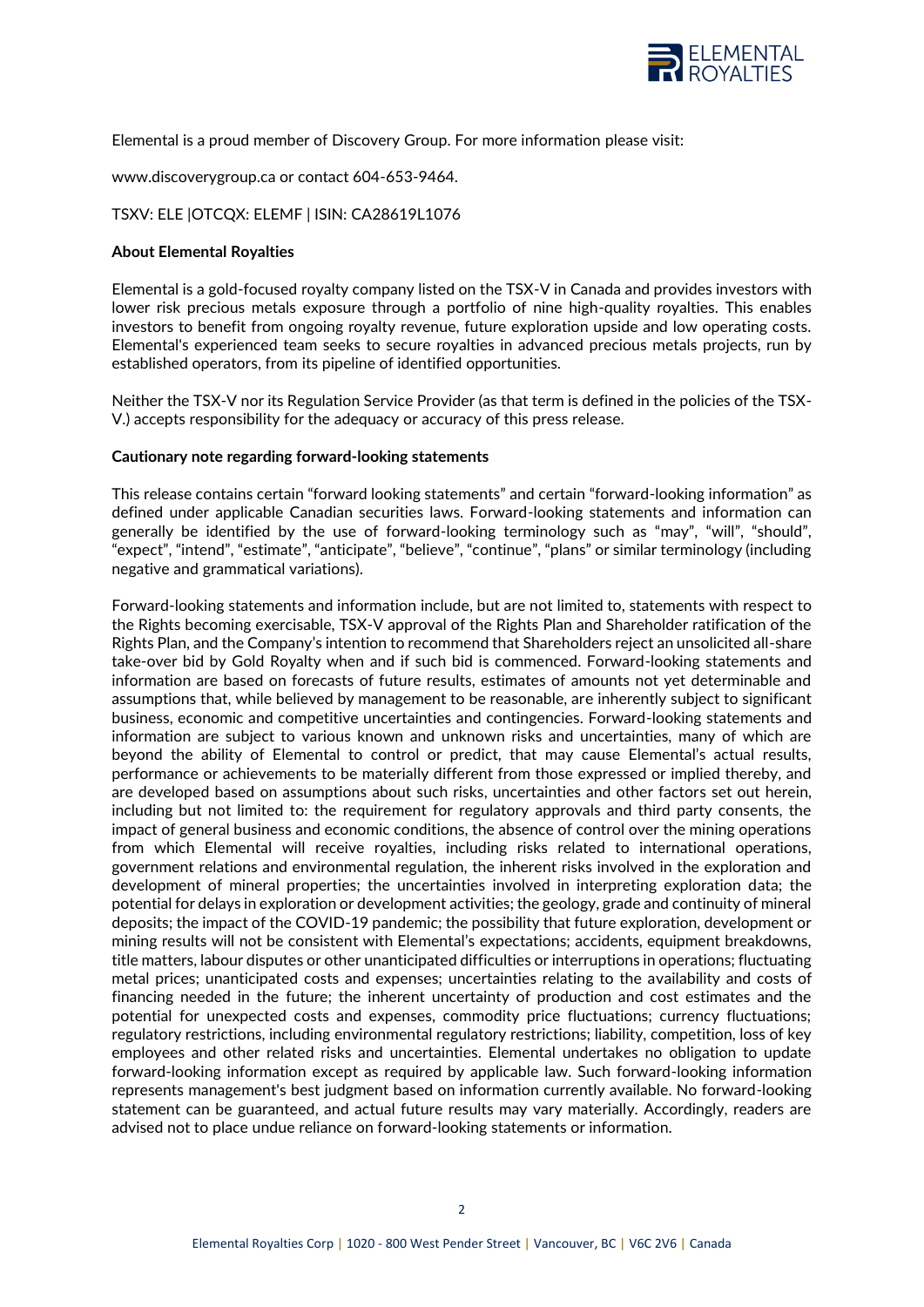Elemental is a proud member of Discovery Group. For more information please visit:

www.discoverygroup.ca or contact 604-653-9464.

TSXV: ELE |OTCQX: ELEMF | ISIN: CA28619L1076

**About Elemental Royalties**

Elemental is a gold-focused royalty company listed on the TSX-V in Canada and provides investors with lower risk precious metals exposure through a portfolio of nine high-quality royalties. This enables investors to benefit from ongoing royalty revenue, future exploration upside and low operating costs. Elemental's experienced team seeks to secure royalties in advanced precious metals projects, run by established operators, from its pipeline of identified opportunities.

Neither the TSX-V nor its Regulation Service Provider (as that term is defined in the policies of the TSX-V.) accepts responsibility for the adequacy or accuracy of this press release.

**Cautionary note regarding forward-looking statements**

This release contains certain "forward looking statements" and certain "forward-looking information" as defined under applicable Canadian securities laws. Forward-looking statements and information can generally be identified by the use of forward-looking terminology such as "may", "will", "should", "expect", "intend", "estimate", "anticipate", "believe", "continue", "plans" or similar terminology (including negative and grammatical variations).

Forward-looking statements and information include, but are not limited to, statements with respect to the Rights becoming exercisable, TSX-V approval of the Rights Plan and Shareholder ratification of the Rights Plan, and the Company's intention to recommend that Shareholders reject an unsolicited all-share take-over bid by Gold Royalty when and if such bid is commenced. Forward-looking statements and information are based on forecasts of future results, estimates of amounts not yet determinable and assumptions that, while believed by management to be reasonable, are inherently subject to significant business, economic and competitive uncertainties and contingencies. Forward-looking statements and information are subject to various known and unknown risks and uncertainties, many of which are beyond the ability of Elemental to control or predict, that may cause Elemental's actual results, performance or achievements to be materially different from those expressed or implied thereby, and are developed based on assumptions about such risks, uncertainties and other factors set out herein, including but not limited to: the requirement for regulatory approvals and third party consents, the impact of general business and economic conditions, the absence of control over the mining operations from which Elemental will receive royalties, including risks related to international operations, government relations and environmental regulation, the inherent risks involved in the exploration and development of mineral properties; the uncertainties involved in interpreting exploration data; the potential for delays in exploration or development activities; the geology, grade and continuity of mineral deposits; the impact of the COVID-19 pandemic; the possibility that future exploration, development or mining results will not be consistent with Elemental's expectations; accidents, equipment breakdowns, title matters, labour disputes or other unanticipated difficulties or interruptions in operations; fluctuating metal prices; unanticipated costs and expenses; uncertainties relating to the availability and costs of financing needed in the future; the inherent uncertainty of production and cost estimates and the potential for unexpected costs and expenses, commodity price fluctuations; currency fluctuations; regulatory restrictions, including environmental regulatory restrictions; liability, competition, loss of key employees and other related risks and uncertainties. Elemental undertakes no obligation to update forward-looking information except as required by applicable law. Such forward-looking information represents management's best judgment based on information currently available. No forward-looking statement can be guaranteed, and actual future results may vary materially. Accordingly, readers are advised not to place undue reliance on forward-looking statements or information.